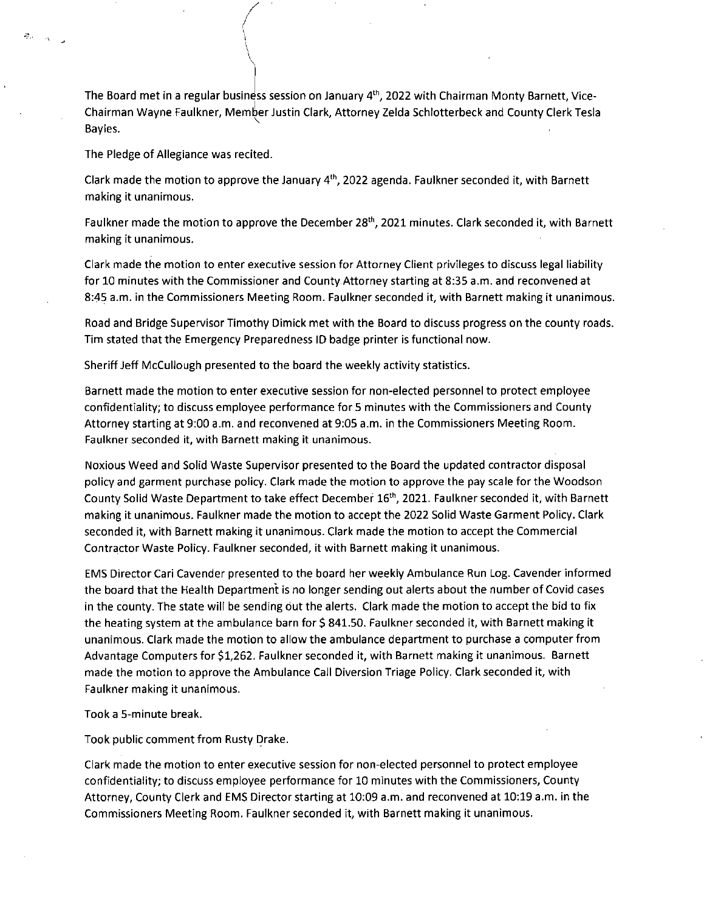The Board met in a regular business session on January 4th, 2022 with Chairman Monty Barnett, Vice-Chairman Wayne Faulkner, Member Justin Clark, Attorney Zelda Schlotterbeck and County Clerk Tesla Bayles.

The Pledge of Allegiance was recited.

Clark made the motion to approve the January 4th, 2022 agenda. Faulkner seconded it, with Barnett making it unanimous.

Faulkner made the motion to approve the December 28th, 2021 minutes. Clark seconded it, with Barnett making it unanimous.

Clark made the motion to enter executive session for Attorney Client privileges to discuss legal liability for 10 minutes with the Commissioner and County Attorney starting at 8:35 a.m. and reconvened at 8:45 a.m. in the Commissioners Meeting Room. Faulkner seconded it, with Barnett making it unanimous.

Road and Bridge Supervisor Timothy Dimick met with the Board to discuss progress on the county roads. Tim stated that the Emergency Preparedness ID badge printer is functional now.

Sheriff Jeff McCullough presented to the board the weekly activity statistics.

Barnett made the motion to enter executive session for non-elected personnel to protect employee confidentiality; to discuss employee performance for 5 minutes with the Commissioners and County Attorney starting at 9:00 a.m. and reconvened at 9:05 a.m. in the Commissioners Meeting Room. Faulkner seconded it, with Barnett making it unanimous.

Noxious Weed and Solid Waste Supervisor presented to the Board the updated contractor disposal policy and garment purchase policy. Clark made the motion to approve the pay scale for the Woodson County Solid Waste Department to take effect December 16th, 2021. Faulkner seconded it, with Barnett making it unanimous. Faulkner made the motion to accept the 2022 Solid Waste Garment Policy. Clark seconded it, with Barnett making it unanimous. Clark made the motion to accept the Commercial Contractor Waste Policy. Faulkner seconded, it with Barnett making it unanimous.

EMS Director Cari Cavender presented to the board her weekly Ambulance Run Log. Cavender informed the board that the Health Department is no longer sending out alerts about the number of Covid cases in the county. The state will be sending out the alerts. Clark made the motion to accept the bid to fix the heating system at the ambulance barn for $ 841.50. Faulkner seconded it, with Barnett making it unanimous. Clark made the motion to allow the ambulance department to purchase a computer from Advantage Computers for $1,262. Faulkner seconded it, with Barnett making it unanimous. Barnett made the motion to approve the Ambulance Call Diversion Triage Policy. Clark seconded it, with Faulkner making it unanimous.

Took a 5-minute break.

Took public comment from Rusty Drake.

Clark made the motion to enter executive session for non-elected personnel to protect employee confidentiality; to discuss employee performance for 10 minutes with the Commissioners, County Attorney, County Clerk and EMS Director starting at 10:09 a.m. and reconvened at 10:19 a.m. in the Commissioners Meeting Room. Faulkner seconded it, with Barnett making it unanimous.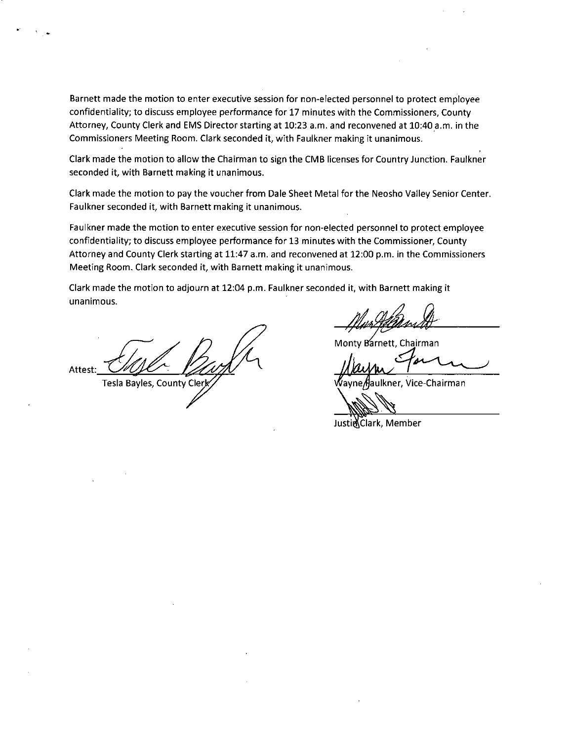Barnett made the motion to enter executive session for non-elected personnel to protect employee confidentiality; to discuss employee performance for 17 minutes with the Commissioners, County Attorney, County Clerk and EMS Director starting at 10:23 a.m. and reconvened at 10:40 a.m. in the Commissioners Meeting Room. Clark seconded it, with Faulkner making it unanimous.

Clark made the motion to allow the Chairman to sign the CMB licenses for Country Junction. Faulkner seconded it, with Barnett making it unanimous.

Clark made the motion to pay the voucher from Dale Sheet Metal for the Neosho Valley Senior Center. Faulkner seconded it, with Barnett making it unanimous.

Faulkner made the motion to enter executive session for non-elected personnel to protect employee confidentiality; to discuss employee performance for 13 minutes with the Commissioner, County Attorney and County Clerk starting at 11:47 a.m. and reconvened at 12:00 p.m. in the Commissioners Meeting Room. Clark seconded it, with Barnett making it unanimous.

Clark made the motion to adjourn at 12:04 p.m. Faulkner seconded it, with Barnett making it unanimous.

Attest: ______________________
Tesla Bayles, County Clerk

______________________
Monty Barnett, Chairman

______________________
Wayne Faulkner, Vice-Chairman

______________________
Justin Clark, Member